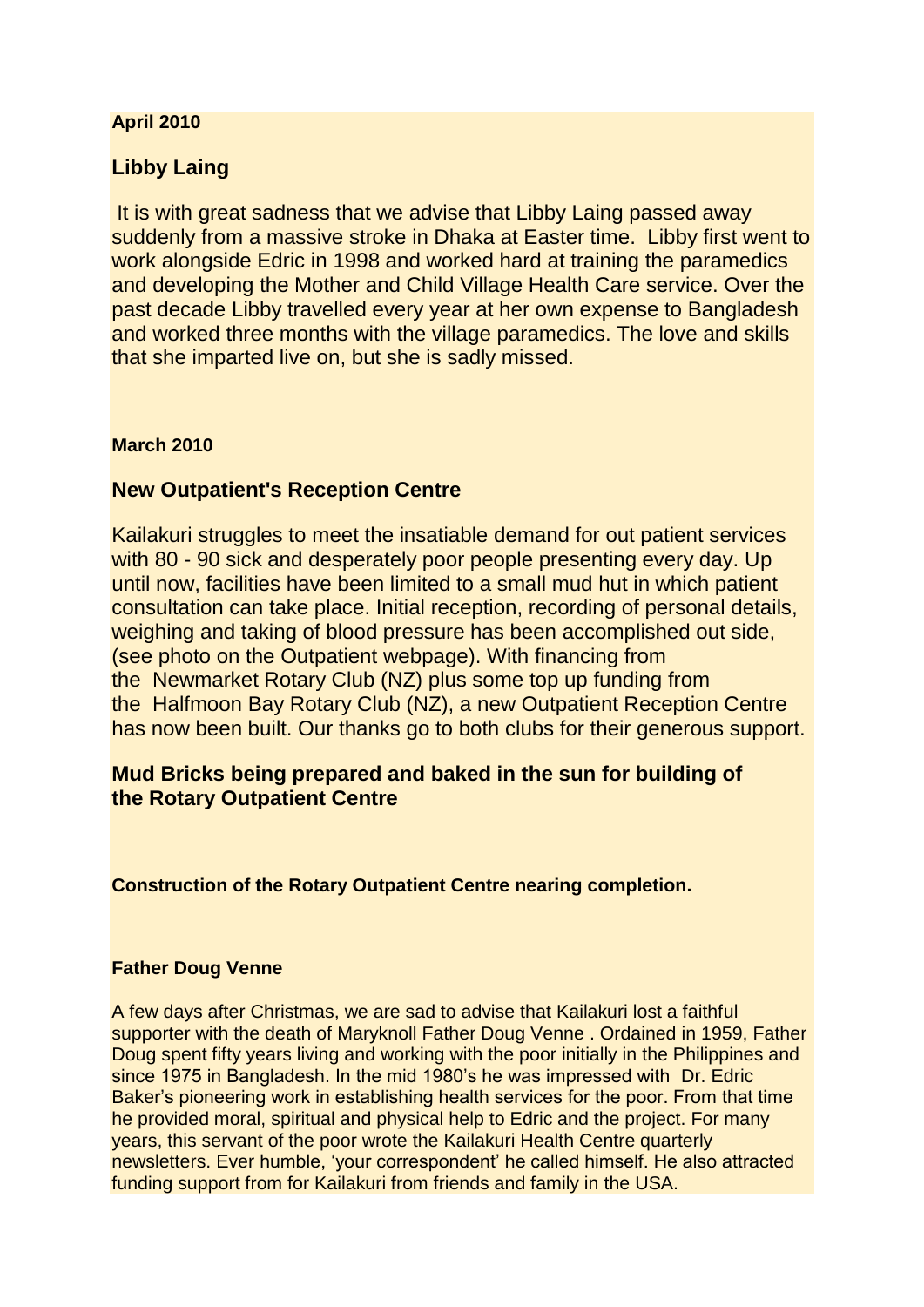**April 2010**

## Libby Laing

It is with great sadness that we advise that Libby Laing passed away suddenly from a massive stroke in Dhaka at Easter time. Libby first went to work alongside Edric in 1998 and worked hard at training the paramedics and developing the Mother and Child Village Health Care service. Over the past decade Libby travelled every year at her own expense to Bangladesh and worked three months with the village paramedics. The love and skills that she imparted live on, but she is sadly missed.

**March 2010**

## New Outpatient's Reception Centre

Kailakuri struggles to meet the insatiable demand for out patient services with 80 - 90 sick and desperately poor people presenting every day. Up until now, facilities have been limited to a small mud hut in which patient consultation can take place. Initial reception, recording of personal details, weighing and taking of blood pressure has been accomplished out side, (see photo on the Outpatient webpage). With financing from the Newmarket Rotary Club (NZ) plus some top up funding from the Halfmoon Bay Rotary Club (NZ), a new Outpatient Reception Centre has now been built. Our thanks go to both clubs for their generous support.

**Mud Bricks being prepared and baked in the sun for building of the Rotary Outpatient Centre**

**Construction of the Rotary Outpatient Centre nearing completion.**

**Father Doug Venne**

A few days after Christmas, we are sad to advise that Kailakuri lost a faithful supporter with the death of Maryknoll Father Doug Venne . Ordained in 1959, Father Doug spent fifty years living and working with the poor initially in the Philippines and since 1975 in Bangladesh. In the mid 1980's he was impressed with Dr. Edric Baker's pioneering work in establishing health services for the poor. From that time he provided moral, spiritual and physical help to Edric and the project. For many years, this servant of the poor wrote the Kailakuri Health Centre quarterly newsletters. Ever humble, 'your correspondent' he called himself. He also attracted funding support from for Kailakuri from friends and family in the USA.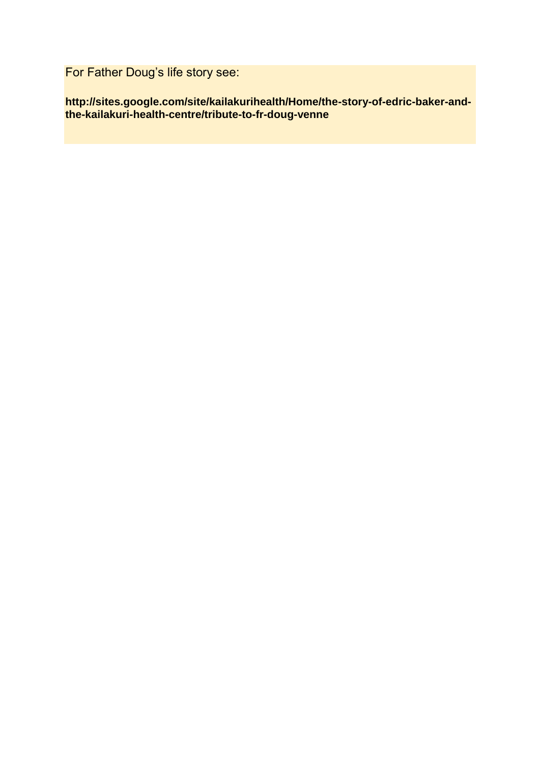For Father Doug's life story see:

**http://sites.google.com/site/kailakurihealth/Home/the-story-of-edric-baker-and-the-kailakuri-health-centre/tribute-to-fr-doug-venne**